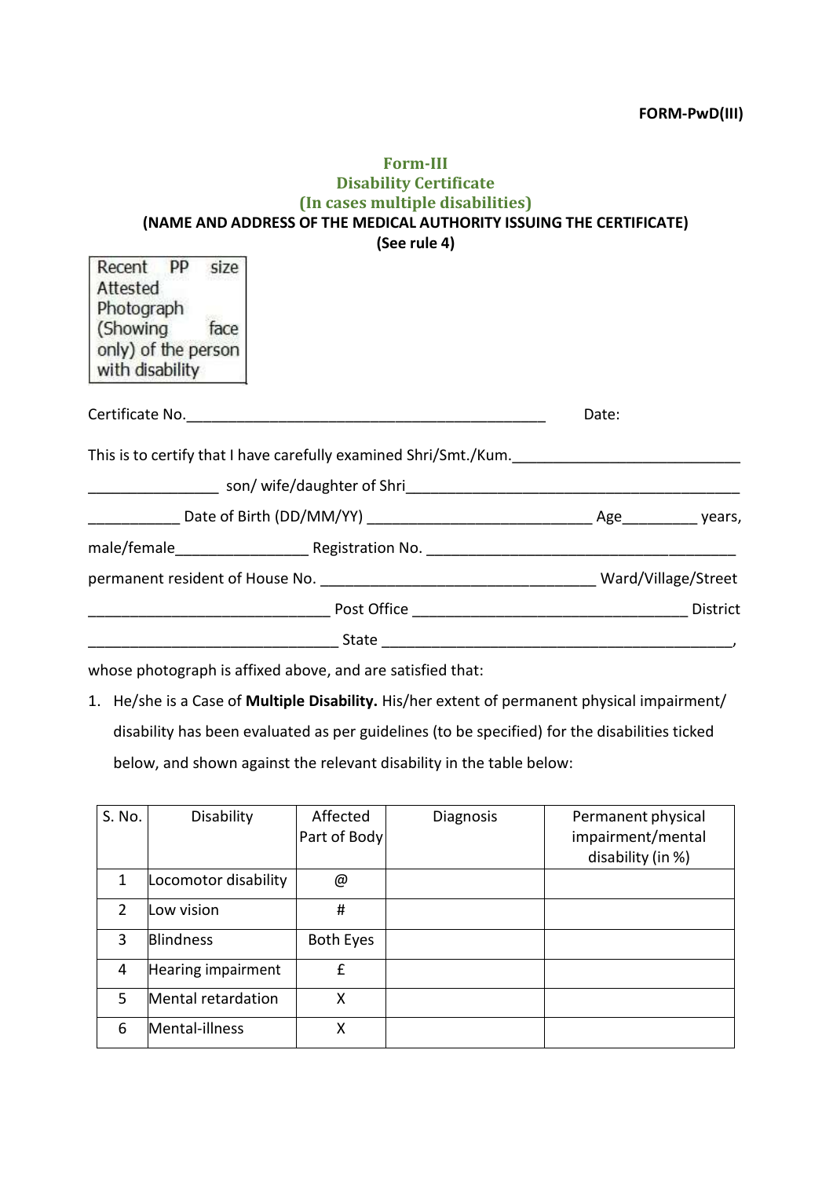**FORM-PwD(III)**

# Form-III
## Disability Certificate
## (In cases multiple disabilities)

**(NAME AND ADDRESS OF THE MEDICAL AUTHORITY ISSUING THE CERTIFICATE)**

**(See rule 4)**

| Recent PP size Attested Photograph (Showing face only) of the person with disability |
|---|

Certificate No.____________________________________________ Date:

This is to certify that I have carefully examined Shri/Smt./Kum.___________________________ ________________ son/ wife/daughter of Shri_________________________________________ ___________ Date of Birth (DD/MM/YY) ___________________________ Age_________ years, male/female________________ Registration No. ______________________________________ permanent resident of House No. _________________________________ Ward/Village/Street ______________________________ Post Office _________________________________ District ______________________________ State ___________________________________________, whose photograph is affixed above, and are satisfied that:

1. He/she is a Case of **Multiple Disability.** His/her extent of permanent physical impairment/ disability has been evaluated as per guidelines (to be specified) for the disabilities ticked below, and shown against the relevant disability in the table below:

| S. No. | Disability | Affected Part of Body | Diagnosis | Permanent physical impairment/mental disability (in %) |
|---|---|---|---|---|
| 1 | Locomotor disability | @ | | |
| 2 | Low vision | # | | |
| 3 | Blindness | Both Eyes | | |
| 4 | Hearing impairment | £ | | |
| 5 | Mental retardation | X | | |
| 6 | Mental-illness | X | | |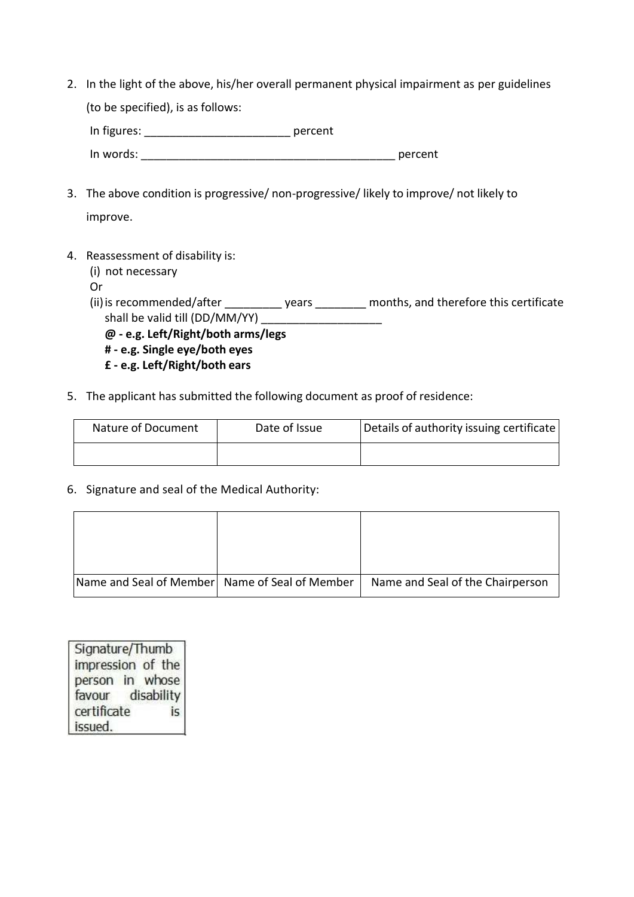2. In the light of the above, his/her overall permanent physical impairment as per guidelines (to be specified), is as follows:

   In figures: ______________________ percent

   In words: ________________________________________ percent

3. The above condition is progressive/ non-progressive/ likely to improve/ not likely to improve.

4. Reassessment of disability is:
   (i) not necessary
   Or
   (ii) is recommended/after _________ years ________ months, and therefore this certificate shall be valid till (DD/MM/YY) ___________________

   **@ - e.g. Left/Right/both arms/legs**
   **# - e.g. Single eye/both eyes**
   **£ - e.g. Left/Right/both ears**

5. The applicant has submitted the following document as proof of residence:

| Nature of Document | Date of Issue | Details of authority issuing certificate |
| --- | --- | --- |
| | | |

6. Signature and seal of the Medical Authority:

| | | |
| --- | --- | --- |
| | | |
| Name and Seal of Member | Name of Seal of Member | Name and Seal of the Chairperson |

| Signature/Thumb impression of the person in whose favour disability certificate is issued. |
| --- |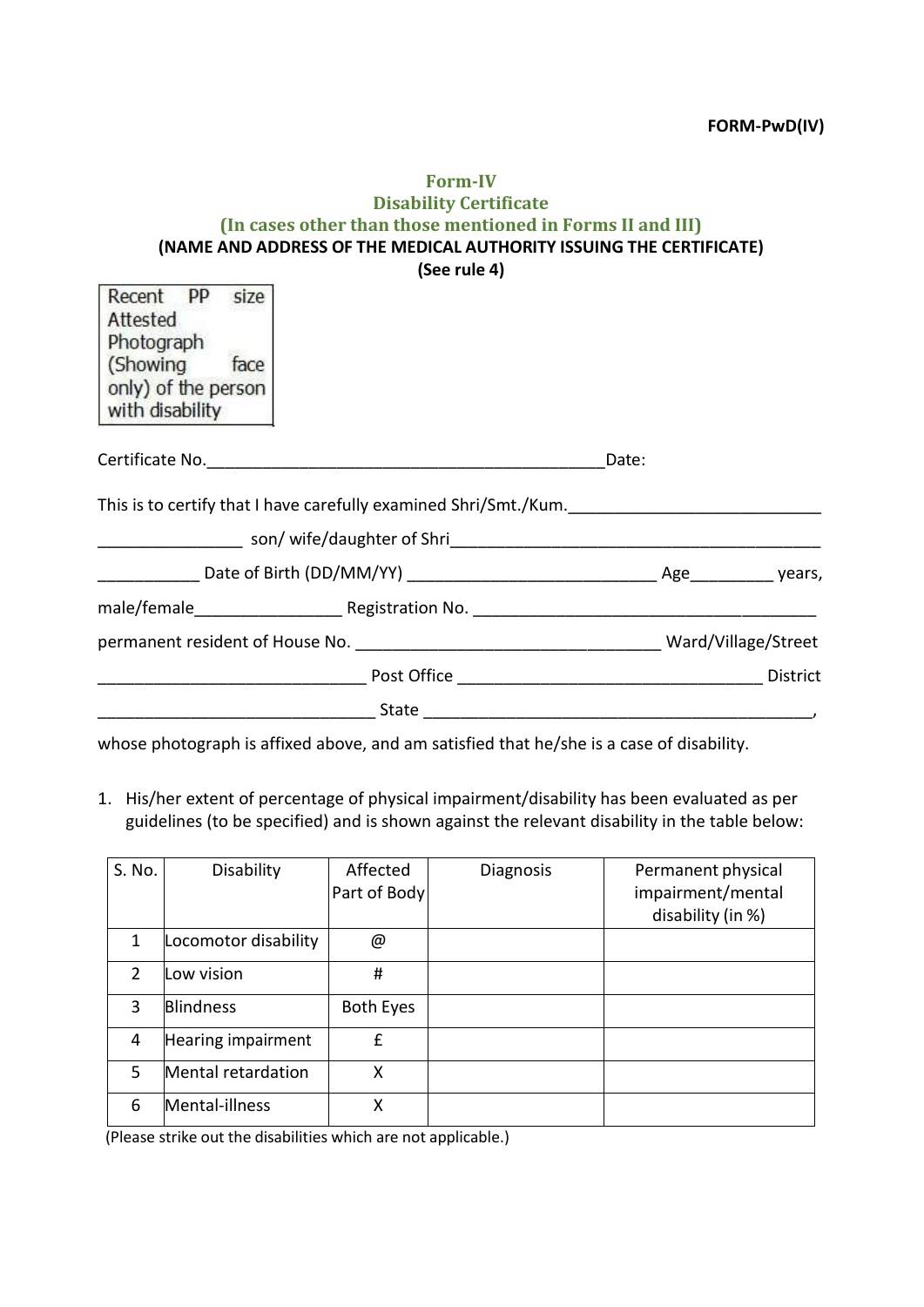**FORM-PwD(IV)**

## Form-IV
## Disability Certificate
### (In cases other than those mentioned in Forms II and III)

**(NAME AND ADDRESS OF THE MEDICAL AUTHORITY ISSUING THE CERTIFICATE)**

**(See rule 4)**

| Recent PP size Attested Photograph (Showing face only) of the person with disability |
|---|

Certificate No.____________________________________________Date:

This is to certify that I have carefully examined Shri/Smt./Kum.__________________________

________________ son/ wife/daughter of Shri________________________________________

___________ Date of Birth (DD/MM/YY) ___________________________ Age_________ years,

male/female________________ Registration No. ______________________________________

permanent resident of House No. _________________________________ Ward/Village/Street

______________________________ Post Office _________________________________ District

______________________________ State __________________________________________,

whose photograph is affixed above, and am satisfied that he/she is a case of disability.

1. His/her extent of percentage of physical impairment/disability has been evaluated as per guidelines (to be specified) and is shown against the relevant disability in the table below:

| S. No. | Disability | Affected Part of Body | Diagnosis | Permanent physical impairment/mental disability (in %) |
|---|---|---|---|---|
| 1 | Locomotor disability | @ | | |
| 2 | Low vision | # | | |
| 3 | Blindness | Both Eyes | | |
| 4 | Hearing impairment | £ | | |
| 5 | Mental retardation | X | | |
| 6 | Mental-illness | X | | |

(Please strike out the disabilities which are not applicable.)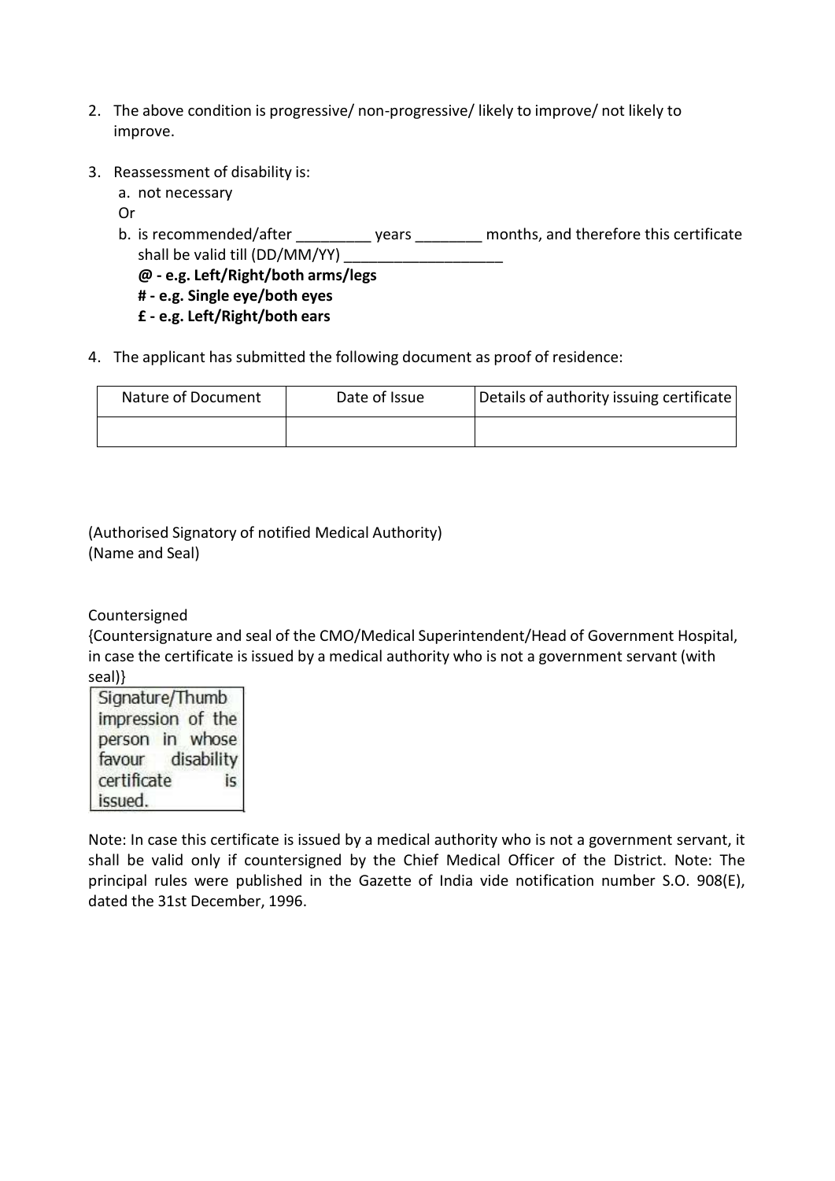2. The above condition is progressive/ non-progressive/ likely to improve/ not likely to improve.

3. Reassessment of disability is:
   a. not necessary
   
   Or
   
   b. is recommended/after _________ years ________ months, and therefore this certificate shall be valid till (DD/MM/YY) ___________________
   
   **@ - e.g. Left/Right/both arms/legs**
   
   **# - e.g. Single eye/both eyes**
   
   **£ - e.g. Left/Right/both ears**

4. The applicant has submitted the following document as proof of residence:

| Nature of Document | Date of Issue | Details of authority issuing certificate |
|---|---|---|
| | | |

(Authorised Signatory of notified Medical Authority)
(Name and Seal)

Countersigned
{Countersignature and seal of the CMO/Medical Superintendent/Head of Government Hospital, in case the certificate is issued by a medical authority who is not a government servant (with seal)}

| Signature/Thumb impression of the person in whose favour disability certificate is issued. |
|---|

Note: In case this certificate is issued by a medical authority who is not a government servant, it shall be valid only if countersigned by the Chief Medical Officer of the District. Note: The principal rules were published in the Gazette of India vide notification number S.O. 908(E), dated the 31st December, 1996.